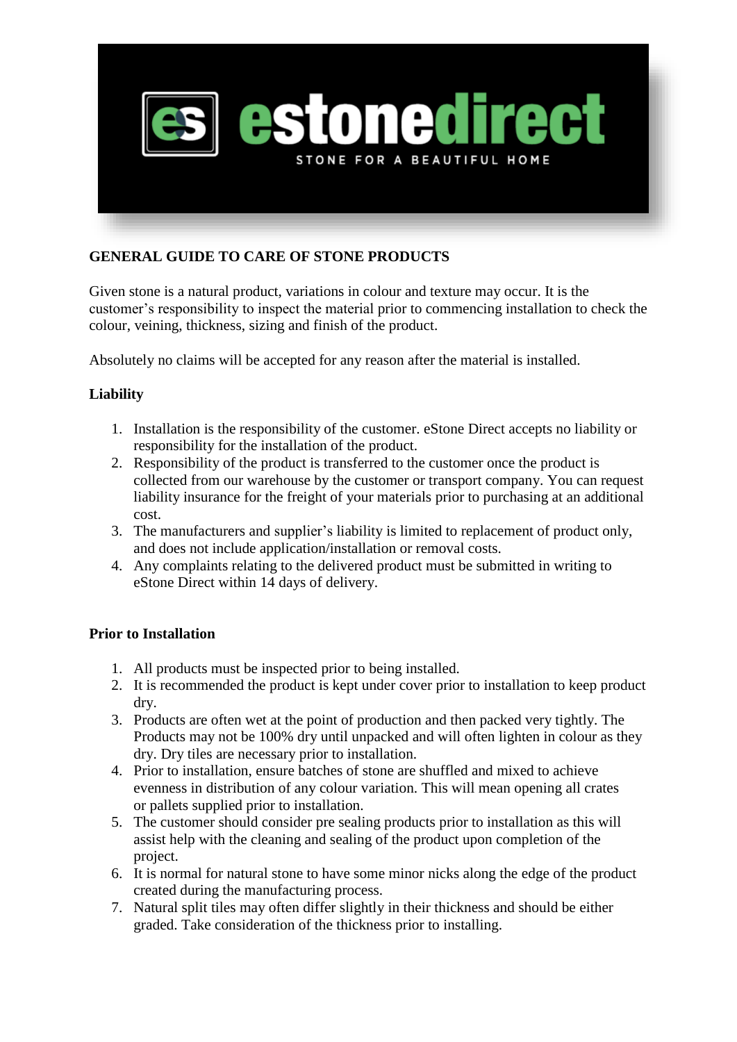# GENERAL GUIDE TO CARE OF STONE PRODUCTS

Given stone is a natural product, variations in colour and texture may occur. It is the customer's responsibility to inspect the material prior to commencing installation to check the colour, veining, thickness, sizing and finish of the product.

Absolutely no claims will be accepted for any reason after the material is installed.

## Liability

1. Installation is the responsibility of the customer. eStone Direct accepts no liability or responsibility for the installation of the product.
2. Responsibility of the product is transferred to the customer once the product is collected from our warehouse by the customer or transport company. You can request liability insurance for the freight of your materials prior to purchasing at an additional cost.
3. The manufacturers and supplier's liability is limited to replacement of product only, and does not include application/installation or removal costs.
4. Any complaints relating to the delivered product must be submitted in writing to eStone Direct within 14 days of delivery.

## Prior to Installation

1. All products must be inspected prior to being installed.
2. It is recommended the product is kept under cover prior to installation to keep product dry.
3. Products are often wet at the point of production and then packed very tightly. The Products may not be 100% dry until unpacked and will often lighten in colour as they dry. Dry tiles are necessary prior to installation.
4. Prior to installation, ensure batches of stone are shuffled and mixed to achieve evenness in distribution of any colour variation. This will mean opening all crates or pallets supplied prior to installation.
5. The customer should consider pre sealing products prior to installation as this will assist help with the cleaning and sealing of the product upon completion of the project.
6. It is normal for natural stone to have some minor nicks along the edge of the product created during the manufacturing process.
7. Natural split tiles may often differ slightly in their thickness and should be either graded. Take consideration of the thickness prior to installing.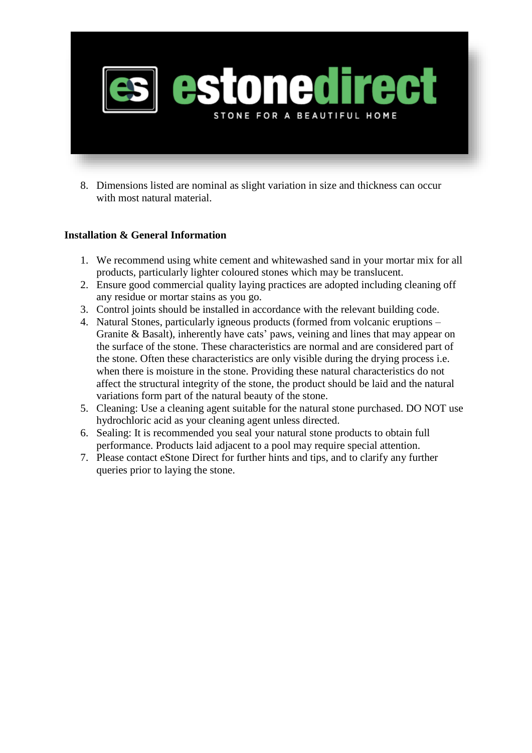8. Dimensions listed are nominal as slight variation in size and thickness can occur with most natural material.

**Installation & General Information**

1. We recommend using white cement and whitewashed sand in your mortar mix for all products, particularly lighter coloured stones which may be translucent.
2. Ensure good commercial quality laying practices are adopted including cleaning off any residue or mortar stains as you go.
3. Control joints should be installed in accordance with the relevant building code.
4. Natural Stones, particularly igneous products (formed from volcanic eruptions – Granite & Basalt), inherently have cats' paws, veining and lines that may appear on the surface of the stone. These characteristics are normal and are considered part of the stone. Often these characteristics are only visible during the drying process i.e. when there is moisture in the stone. Providing these natural characteristics do not affect the structural integrity of the stone, the product should be laid and the natural variations form part of the natural beauty of the stone.
5. Cleaning: Use a cleaning agent suitable for the natural stone purchased. DO NOT use hydrochloric acid as your cleaning agent unless directed.
6. Sealing: It is recommended you seal your natural stone products to obtain full performance. Products laid adjacent to a pool may require special attention.
7. Please contact eStone Direct for further hints and tips, and to clarify any further queries prior to laying the stone.